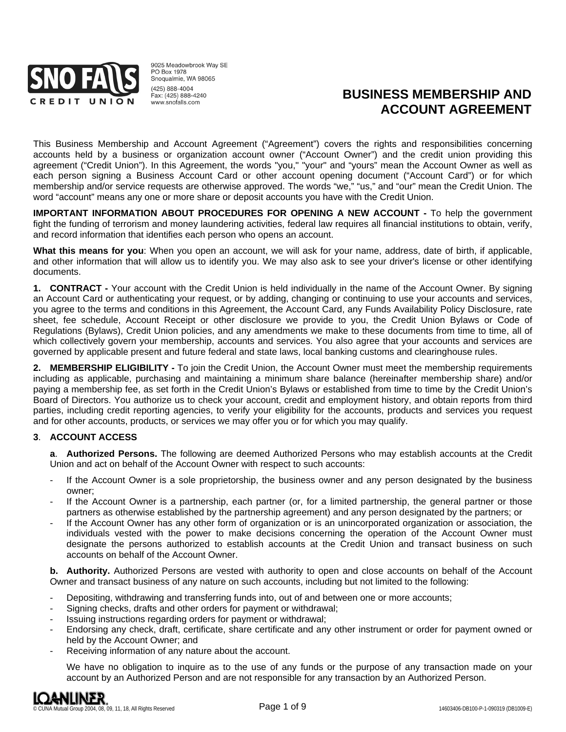SNO FALLS CREDIT UNION

9025 Meadowbrook Way SE
PO Box 1978
Snoqualmie, WA 98065
(425) 888-4004
Fax: (425) 888-4240
www.snofalls.com

# BUSINESS MEMBERSHIP AND ACCOUNT AGREEMENT

This Business Membership and Account Agreement ("Agreement") covers the rights and responsibilities concerning accounts held by a business or organization account owner ("Account Owner") and the credit union providing this agreement ("Credit Union"). In this Agreement, the words "you," "your" and "yours" mean the Account Owner as well as each person signing a Business Account Card or other account opening document ("Account Card") or for which membership and/or service requests are otherwise approved. The words "we," "us," and "our" mean the Credit Union. The word "account" means any one or more share or deposit accounts you have with the Credit Union.

**IMPORTANT INFORMATION ABOUT PROCEDURES FOR OPENING A NEW ACCOUNT -** To help the government fight the funding of terrorism and money laundering activities, federal law requires all financial institutions to obtain, verify, and record information that identifies each person who opens an account.

**What this means for you**: When you open an account, we will ask for your name, address, date of birth, if applicable, and other information that will allow us to identify you. We may also ask to see your driver's license or other identifying documents.

**1. CONTRACT -** Your account with the Credit Union is held individually in the name of the Account Owner. By signing an Account Card or authenticating your request, or by adding, changing or continuing to use your accounts and services, you agree to the terms and conditions in this Agreement, the Account Card, any Funds Availability Policy Disclosure, rate sheet, fee schedule, Account Receipt or other disclosure we provide to you, the Credit Union Bylaws or Code of Regulations (Bylaws), Credit Union policies, and any amendments we make to these documents from time to time, all of which collectively govern your membership, accounts and services. You also agree that your accounts and services are governed by applicable present and future federal and state laws, local banking customs and clearinghouse rules.

**2. MEMBERSHIP ELIGIBILITY -** To join the Credit Union, the Account Owner must meet the membership requirements including as applicable, purchasing and maintaining a minimum share balance (hereinafter membership share) and/or paying a membership fee, as set forth in the Credit Union's Bylaws or established from time to time by the Credit Union's Board of Directors. You authorize us to check your account, credit and employment history, and obtain reports from third parties, including credit reporting agencies, to verify your eligibility for the accounts, products and services you request and for other accounts, products, or services we may offer you or for which you may qualify.

**3. ACCOUNT ACCESS**

**a. Authorized Persons.** The following are deemed Authorized Persons who may establish accounts at the Credit Union and act on behalf of the Account Owner with respect to such accounts:

- If the Account Owner is a sole proprietorship, the business owner and any person designated by the business owner;
- If the Account Owner is a partnership, each partner (or, for a limited partnership, the general partner or those partners as otherwise established by the partnership agreement) and any person designated by the partners; or
- If the Account Owner has any other form of organization or is an unincorporated organization or association, the individuals vested with the power to make decisions concerning the operation of the Account Owner must designate the persons authorized to establish accounts at the Credit Union and transact business on such accounts on behalf of the Account Owner.

**b. Authority.** Authorized Persons are vested with authority to open and close accounts on behalf of the Account Owner and transact business of any nature on such accounts, including but not limited to the following:

- Depositing, withdrawing and transferring funds into, out of and between one or more accounts;
- Signing checks, drafts and other orders for payment or withdrawal;
- Issuing instructions regarding orders for payment or withdrawal;
- Endorsing any check, draft, certificate, share certificate and any other instrument or order for payment owned or held by the Account Owner; and
- Receiving information of any nature about the account.

We have no obligation to inquire as to the use of any funds or the purpose of any transaction made on your account by an Authorized Person and are not responsible for any transaction by an Authorized Person.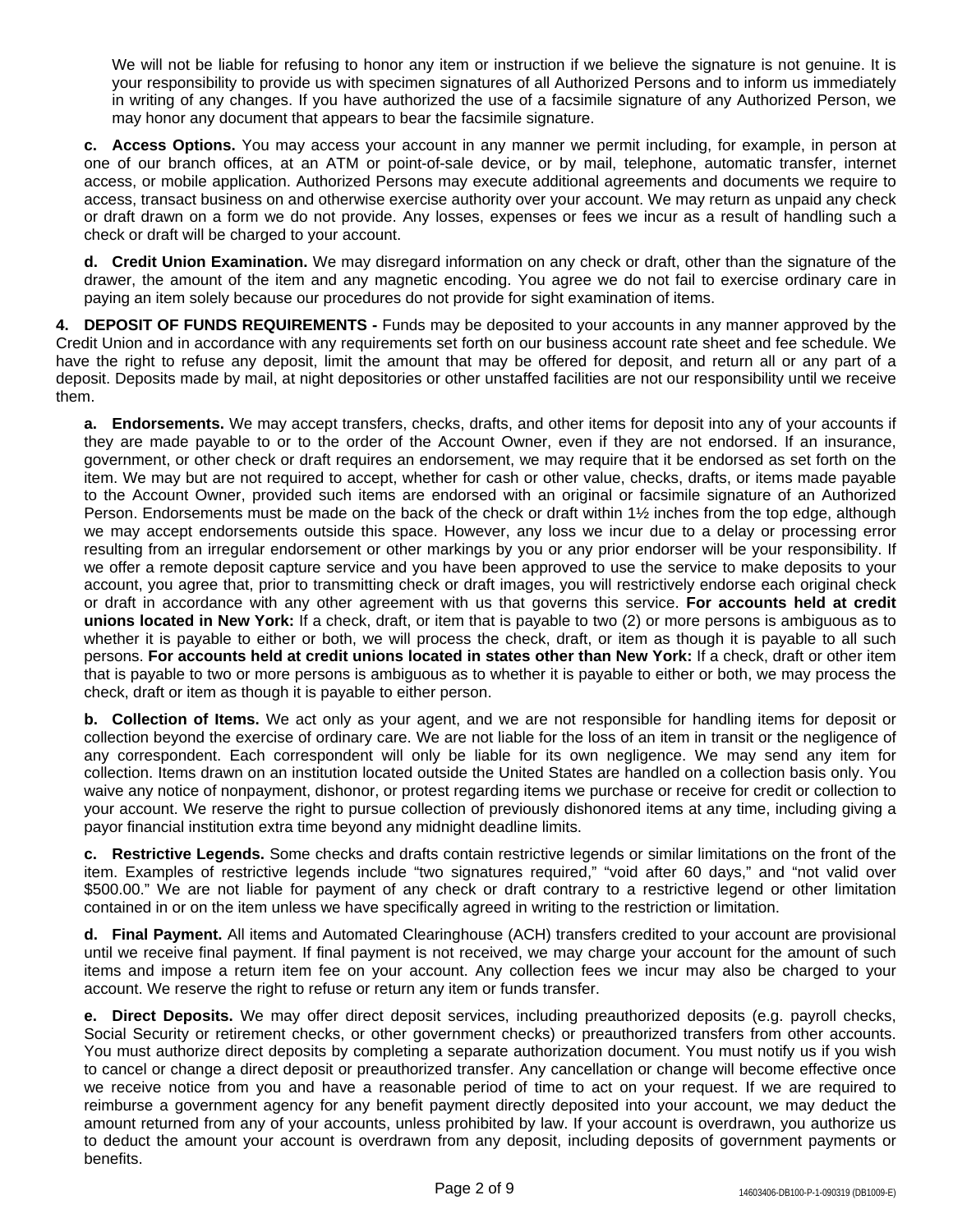We will not be liable for refusing to honor any item or instruction if we believe the signature is not genuine. It is your responsibility to provide us with specimen signatures of all Authorized Persons and to inform us immediately in writing of any changes. If you have authorized the use of a facsimile signature of any Authorized Person, we may honor any document that appears to bear the facsimile signature.

**c. Access Options.** You may access your account in any manner we permit including, for example, in person at one of our branch offices, at an ATM or point-of-sale device, or by mail, telephone, automatic transfer, internet access, or mobile application. Authorized Persons may execute additional agreements and documents we require to access, transact business on and otherwise exercise authority over your account. We may return as unpaid any check or draft drawn on a form we do not provide. Any losses, expenses or fees we incur as a result of handling such a check or draft will be charged to your account.

**d. Credit Union Examination.** We may disregard information on any check or draft, other than the signature of the drawer, the amount of the item and any magnetic encoding. You agree we do not fail to exercise ordinary care in paying an item solely because our procedures do not provide for sight examination of items.

**4. DEPOSIT OF FUNDS REQUIREMENTS -** Funds may be deposited to your accounts in any manner approved by the Credit Union and in accordance with any requirements set forth on our business account rate sheet and fee schedule. We have the right to refuse any deposit, limit the amount that may be offered for deposit, and return all or any part of a deposit. Deposits made by mail, at night depositories or other unstaffed facilities are not our responsibility until we receive them.

**a. Endorsements.** We may accept transfers, checks, drafts, and other items for deposit into any of your accounts if they are made payable to or to the order of the Account Owner, even if they are not endorsed. If an insurance, government, or other check or draft requires an endorsement, we may require that it be endorsed as set forth on the item. We may but are not required to accept, whether for cash or other value, checks, drafts, or items made payable to the Account Owner, provided such items are endorsed with an original or facsimile signature of an Authorized Person. Endorsements must be made on the back of the check or draft within 1½ inches from the top edge, although we may accept endorsements outside this space. However, any loss we incur due to a delay or processing error resulting from an irregular endorsement or other markings by you or any prior endorser will be your responsibility. If we offer a remote deposit capture service and you have been approved to use the service to make deposits to your account, you agree that, prior to transmitting check or draft images, you will restrictively endorse each original check or draft in accordance with any other agreement with us that governs this service. **For accounts held at credit unions located in New York:** If a check, draft, or item that is payable to two (2) or more persons is ambiguous as to whether it is payable to either or both, we will process the check, draft, or item as though it is payable to all such persons. **For accounts held at credit unions located in states other than New York:** If a check, draft or other item that is payable to two or more persons is ambiguous as to whether it is payable to either or both, we may process the check, draft or item as though it is payable to either person.

**b. Collection of Items.** We act only as your agent, and we are not responsible for handling items for deposit or collection beyond the exercise of ordinary care. We are not liable for the loss of an item in transit or the negligence of any correspondent. Each correspondent will only be liable for its own negligence. We may send any item for collection. Items drawn on an institution located outside the United States are handled on a collection basis only. You waive any notice of nonpayment, dishonor, or protest regarding items we purchase or receive for credit or collection to your account. We reserve the right to pursue collection of previously dishonored items at any time, including giving a payor financial institution extra time beyond any midnight deadline limits.

**c. Restrictive Legends.** Some checks and drafts contain restrictive legends or similar limitations on the front of the item. Examples of restrictive legends include "two signatures required," "void after 60 days," and "not valid over $500.00." We are not liable for payment of any check or draft contrary to a restrictive legend or other limitation contained in or on the item unless we have specifically agreed in writing to the restriction or limitation.

**d. Final Payment.** All items and Automated Clearinghouse (ACH) transfers credited to your account are provisional until we receive final payment. If final payment is not received, we may charge your account for the amount of such items and impose a return item fee on your account. Any collection fees we incur may also be charged to your account. We reserve the right to refuse or return any item or funds transfer.

**e. Direct Deposits.** We may offer direct deposit services, including preauthorized deposits (e.g. payroll checks, Social Security or retirement checks, or other government checks) or preauthorized transfers from other accounts. You must authorize direct deposits by completing a separate authorization document. You must notify us if you wish to cancel or change a direct deposit or preauthorized transfer. Any cancellation or change will become effective once we receive notice from you and have a reasonable period of time to act on your request. If we are required to reimburse a government agency for any benefit payment directly deposited into your account, we may deduct the amount returned from any of your accounts, unless prohibited by law. If your account is overdrawn, you authorize us to deduct the amount your account is overdrawn from any deposit, including deposits of government payments or benefits.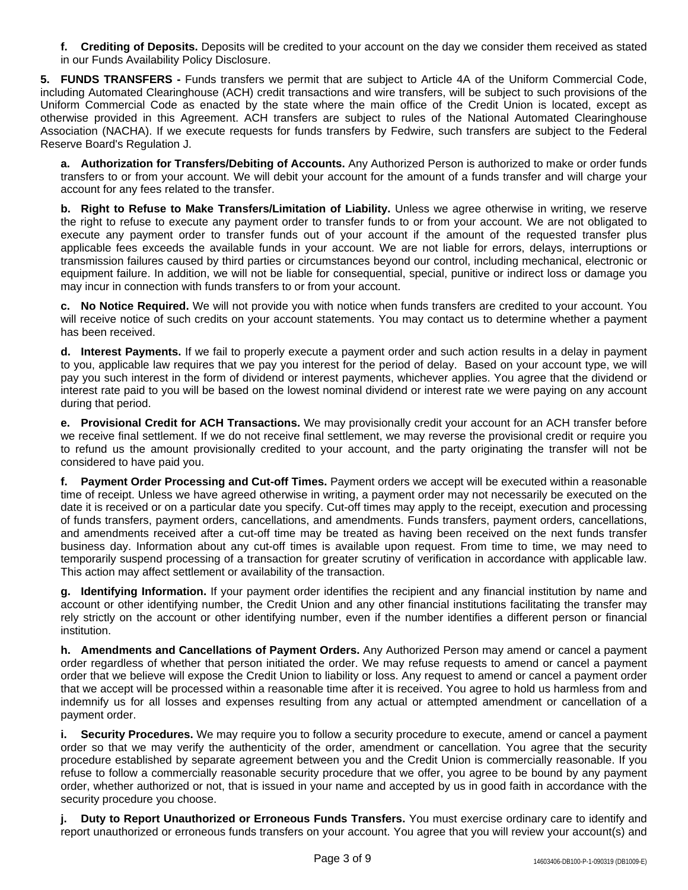**f. Crediting of Deposits.** Deposits will be credited to your account on the day we consider them received as stated in our Funds Availability Policy Disclosure.

**5. FUNDS TRANSFERS -** Funds transfers we permit that are subject to Article 4A of the Uniform Commercial Code, including Automated Clearinghouse (ACH) credit transactions and wire transfers, will be subject to such provisions of the Uniform Commercial Code as enacted by the state where the main office of the Credit Union is located, except as otherwise provided in this Agreement. ACH transfers are subject to rules of the National Automated Clearinghouse Association (NACHA). If we execute requests for funds transfers by Fedwire, such transfers are subject to the Federal Reserve Board's Regulation J.

**a. Authorization for Transfers/Debiting of Accounts.** Any Authorized Person is authorized to make or order funds transfers to or from your account. We will debit your account for the amount of a funds transfer and will charge your account for any fees related to the transfer.

**b. Right to Refuse to Make Transfers/Limitation of Liability.** Unless we agree otherwise in writing, we reserve the right to refuse to execute any payment order to transfer funds to or from your account. We are not obligated to execute any payment order to transfer funds out of your account if the amount of the requested transfer plus applicable fees exceeds the available funds in your account. We are not liable for errors, delays, interruptions or transmission failures caused by third parties or circumstances beyond our control, including mechanical, electronic or equipment failure. In addition, we will not be liable for consequential, special, punitive or indirect loss or damage you may incur in connection with funds transfers to or from your account.

**c. No Notice Required.** We will not provide you with notice when funds transfers are credited to your account. You will receive notice of such credits on your account statements. You may contact us to determine whether a payment has been received.

**d. Interest Payments.** If we fail to properly execute a payment order and such action results in a delay in payment to you, applicable law requires that we pay you interest for the period of delay. Based on your account type, we will pay you such interest in the form of dividend or interest payments, whichever applies. You agree that the dividend or interest rate paid to you will be based on the lowest nominal dividend or interest rate we were paying on any account during that period.

**e. Provisional Credit for ACH Transactions.** We may provisionally credit your account for an ACH transfer before we receive final settlement. If we do not receive final settlement, we may reverse the provisional credit or require you to refund us the amount provisionally credited to your account, and the party originating the transfer will not be considered to have paid you.

**f. Payment Order Processing and Cut-off Times.** Payment orders we accept will be executed within a reasonable time of receipt. Unless we have agreed otherwise in writing, a payment order may not necessarily be executed on the date it is received or on a particular date you specify. Cut-off times may apply to the receipt, execution and processing of funds transfers, payment orders, cancellations, and amendments. Funds transfers, payment orders, cancellations, and amendments received after a cut-off time may be treated as having been received on the next funds transfer business day. Information about any cut-off times is available upon request. From time to time, we may need to temporarily suspend processing of a transaction for greater scrutiny of verification in accordance with applicable law. This action may affect settlement or availability of the transaction.

**g. Identifying Information.** If your payment order identifies the recipient and any financial institution by name and account or other identifying number, the Credit Union and any other financial institutions facilitating the transfer may rely strictly on the account or other identifying number, even if the number identifies a different person or financial institution.

**h. Amendments and Cancellations of Payment Orders.** Any Authorized Person may amend or cancel a payment order regardless of whether that person initiated the order. We may refuse requests to amend or cancel a payment order that we believe will expose the Credit Union to liability or loss. Any request to amend or cancel a payment order that we accept will be processed within a reasonable time after it is received. You agree to hold us harmless from and indemnify us for all losses and expenses resulting from any actual or attempted amendment or cancellation of a payment order.

**i. Security Procedures.** We may require you to follow a security procedure to execute, amend or cancel a payment order so that we may verify the authenticity of the order, amendment or cancellation. You agree that the security procedure established by separate agreement between you and the Credit Union is commercially reasonable. If you refuse to follow a commercially reasonable security procedure that we offer, you agree to be bound by any payment order, whether authorized or not, that is issued in your name and accepted by us in good faith in accordance with the security procedure you choose.

**j. Duty to Report Unauthorized or Erroneous Funds Transfers.** You must exercise ordinary care to identify and report unauthorized or erroneous funds transfers on your account. You agree that you will review your account(s) and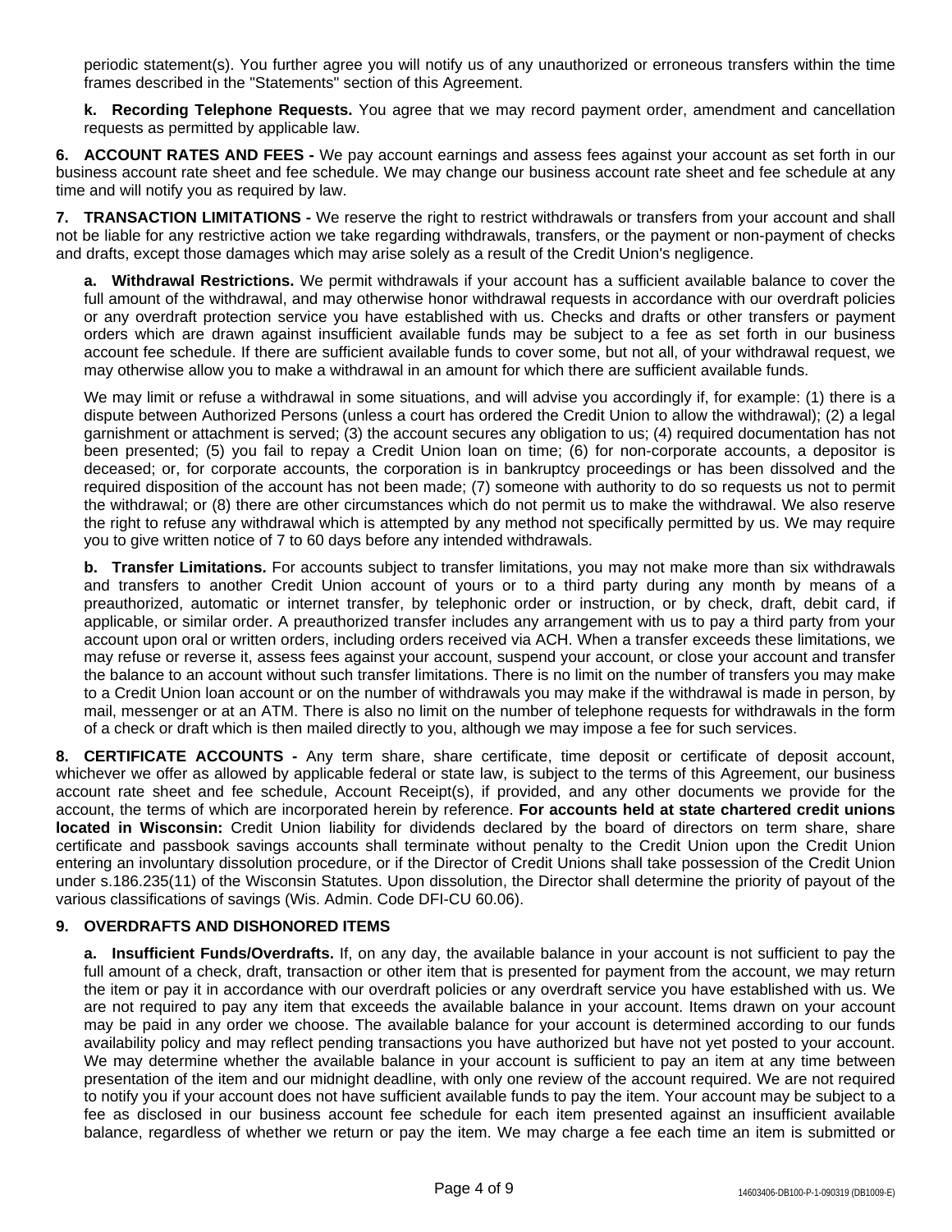periodic statement(s). You further agree you will notify us of any unauthorized or erroneous transfers within the time frames described in the "Statements" section of this Agreement.

**k. Recording Telephone Requests.** You agree that we may record payment order, amendment and cancellation requests as permitted by applicable law.

**6. ACCOUNT RATES AND FEES -** We pay account earnings and assess fees against your account as set forth in our business account rate sheet and fee schedule. We may change our business account rate sheet and fee schedule at any time and will notify you as required by law.

**7. TRANSACTION LIMITATIONS -** We reserve the right to restrict withdrawals or transfers from your account and shall not be liable for any restrictive action we take regarding withdrawals, transfers, or the payment or non-payment of checks and drafts, except those damages which may arise solely as a result of the Credit Union's negligence.

**a. Withdrawal Restrictions.** We permit withdrawals if your account has a sufficient available balance to cover the full amount of the withdrawal, and may otherwise honor withdrawal requests in accordance with our overdraft policies or any overdraft protection service you have established with us. Checks and drafts or other transfers or payment orders which are drawn against insufficient available funds may be subject to a fee as set forth in our business account fee schedule. If there are sufficient available funds to cover some, but not all, of your withdrawal request, we may otherwise allow you to make a withdrawal in an amount for which there are sufficient available funds.

We may limit or refuse a withdrawal in some situations, and will advise you accordingly if, for example: (1) there is a dispute between Authorized Persons (unless a court has ordered the Credit Union to allow the withdrawal); (2) a legal garnishment or attachment is served; (3) the account secures any obligation to us; (4) required documentation has not been presented; (5) you fail to repay a Credit Union loan on time; (6) for non-corporate accounts, a depositor is deceased; or, for corporate accounts, the corporation is in bankruptcy proceedings or has been dissolved and the required disposition of the account has not been made; (7) someone with authority to do so requests us not to permit the withdrawal; or (8) there are other circumstances which do not permit us to make the withdrawal. We also reserve the right to refuse any withdrawal which is attempted by any method not specifically permitted by us. We may require you to give written notice of 7 to 60 days before any intended withdrawals.

**b. Transfer Limitations.** For accounts subject to transfer limitations, you may not make more than six withdrawals and transfers to another Credit Union account of yours or to a third party during any month by means of a preauthorized, automatic or internet transfer, by telephonic order or instruction, or by check, draft, debit card, if applicable, or similar order. A preauthorized transfer includes any arrangement with us to pay a third party from your account upon oral or written orders, including orders received via ACH. When a transfer exceeds these limitations, we may refuse or reverse it, assess fees against your account, suspend your account, or close your account and transfer the balance to an account without such transfer limitations. There is no limit on the number of transfers you may make to a Credit Union loan account or on the number of withdrawals you may make if the withdrawal is made in person, by mail, messenger or at an ATM. There is also no limit on the number of telephone requests for withdrawals in the form of a check or draft which is then mailed directly to you, although we may impose a fee for such services.

**8. CERTIFICATE ACCOUNTS -** Any term share, share certificate, time deposit or certificate of deposit account, whichever we offer as allowed by applicable federal or state law, is subject to the terms of this Agreement, our business account rate sheet and fee schedule, Account Receipt(s), if provided, and any other documents we provide for the account, the terms of which are incorporated herein by reference. **For accounts held at state chartered credit unions located in Wisconsin:** Credit Union liability for dividends declared by the board of directors on term share, share certificate and passbook savings accounts shall terminate without penalty to the Credit Union upon the Credit Union entering an involuntary dissolution procedure, or if the Director of Credit Unions shall take possession of the Credit Union under s.186.235(11) of the Wisconsin Statutes. Upon dissolution, the Director shall determine the priority of payout of the various classifications of savings (Wis. Admin. Code DFI-CU 60.06).

**9. OVERDRAFTS AND DISHONORED ITEMS**

**a. Insufficient Funds/Overdrafts.** If, on any day, the available balance in your account is not sufficient to pay the full amount of a check, draft, transaction or other item that is presented for payment from the account, we may return the item or pay it in accordance with our overdraft policies or any overdraft service you have established with us. We are not required to pay any item that exceeds the available balance in your account. Items drawn on your account may be paid in any order we choose. The available balance for your account is determined according to our funds availability policy and may reflect pending transactions you have authorized but have not yet posted to your account. We may determine whether the available balance in your account is sufficient to pay an item at any time between presentation of the item and our midnight deadline, with only one review of the account required. We are not required to notify you if your account does not have sufficient available funds to pay the item. Your account may be subject to a fee as disclosed in our business account fee schedule for each item presented against an insufficient available balance, regardless of whether we return or pay the item. We may charge a fee each time an item is submitted or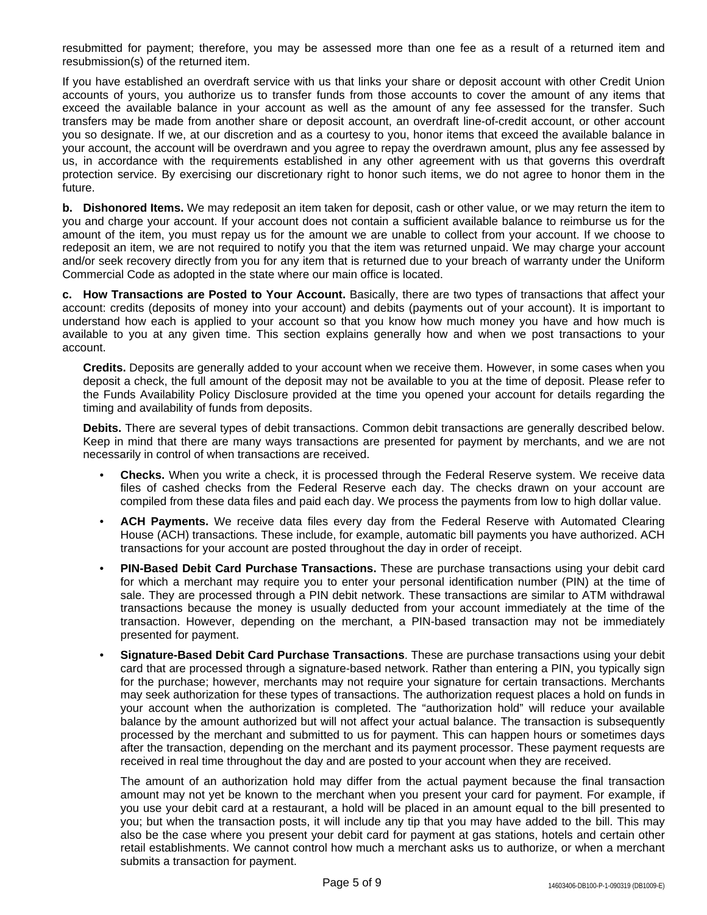resubmitted for payment; therefore, you may be assessed more than one fee as a result of a returned item and resubmission(s) of the returned item.

If you have established an overdraft service with us that links your share or deposit account with other Credit Union accounts of yours, you authorize us to transfer funds from those accounts to cover the amount of any items that exceed the available balance in your account as well as the amount of any fee assessed for the transfer. Such transfers may be made from another share or deposit account, an overdraft line-of-credit account, or other account you so designate. If we, at our discretion and as a courtesy to you, honor items that exceed the available balance in your account, the account will be overdrawn and you agree to repay the overdrawn amount, plus any fee assessed by us, in accordance with the requirements established in any other agreement with us that governs this overdraft protection service. By exercising our discretionary right to honor such items, we do not agree to honor them in the future.

**b. Dishonored Items.** We may redeposit an item taken for deposit, cash or other value, or we may return the item to you and charge your account. If your account does not contain a sufficient available balance to reimburse us for the amount of the item, you must repay us for the amount we are unable to collect from your account. If we choose to redeposit an item, we are not required to notify you that the item was returned unpaid. We may charge your account and/or seek recovery directly from you for any item that is returned due to your breach of warranty under the Uniform Commercial Code as adopted in the state where our main office is located.

**c. How Transactions are Posted to Your Account.** Basically, there are two types of transactions that affect your account: credits (deposits of money into your account) and debits (payments out of your account). It is important to understand how each is applied to your account so that you know how much money you have and how much is available to you at any given time. This section explains generally how and when we post transactions to your account.

**Credits.** Deposits are generally added to your account when we receive them. However, in some cases when you deposit a check, the full amount of the deposit may not be available to you at the time of deposit. Please refer to the Funds Availability Policy Disclosure provided at the time you opened your account for details regarding the timing and availability of funds from deposits.

**Debits.** There are several types of debit transactions. Common debit transactions are generally described below. Keep in mind that there are many ways transactions are presented for payment by merchants, and we are not necessarily in control of when transactions are received.

- **Checks.** When you write a check, it is processed through the Federal Reserve system. We receive data files of cashed checks from the Federal Reserve each day. The checks drawn on your account are compiled from these data files and paid each day. We process the payments from low to high dollar value.
- **ACH Payments.** We receive data files every day from the Federal Reserve with Automated Clearing House (ACH) transactions. These include, for example, automatic bill payments you have authorized. ACH transactions for your account are posted throughout the day in order of receipt.
- **PIN-Based Debit Card Purchase Transactions.** These are purchase transactions using your debit card for which a merchant may require you to enter your personal identification number (PIN) at the time of sale. They are processed through a PIN debit network. These transactions are similar to ATM withdrawal transactions because the money is usually deducted from your account immediately at the time of the transaction. However, depending on the merchant, a PIN-based transaction may not be immediately presented for payment.
- **Signature-Based Debit Card Purchase Transactions**. These are purchase transactions using your debit card that are processed through a signature-based network. Rather than entering a PIN, you typically sign for the purchase; however, merchants may not require your signature for certain transactions. Merchants may seek authorization for these types of transactions. The authorization request places a hold on funds in your account when the authorization is completed. The "authorization hold" will reduce your available balance by the amount authorized but will not affect your actual balance. The transaction is subsequently processed by the merchant and submitted to us for payment. This can happen hours or sometimes days after the transaction, depending on the merchant and its payment processor. These payment requests are received in real time throughout the day and are posted to your account when they are received.

  The amount of an authorization hold may differ from the actual payment because the final transaction amount may not yet be known to the merchant when you present your card for payment. For example, if you use your debit card at a restaurant, a hold will be placed in an amount equal to the bill presented to you; but when the transaction posts, it will include any tip that you may have added to the bill. This may also be the case where you present your debit card for payment at gas stations, hotels and certain other retail establishments. We cannot control how much a merchant asks us to authorize, or when a merchant submits a transaction for payment.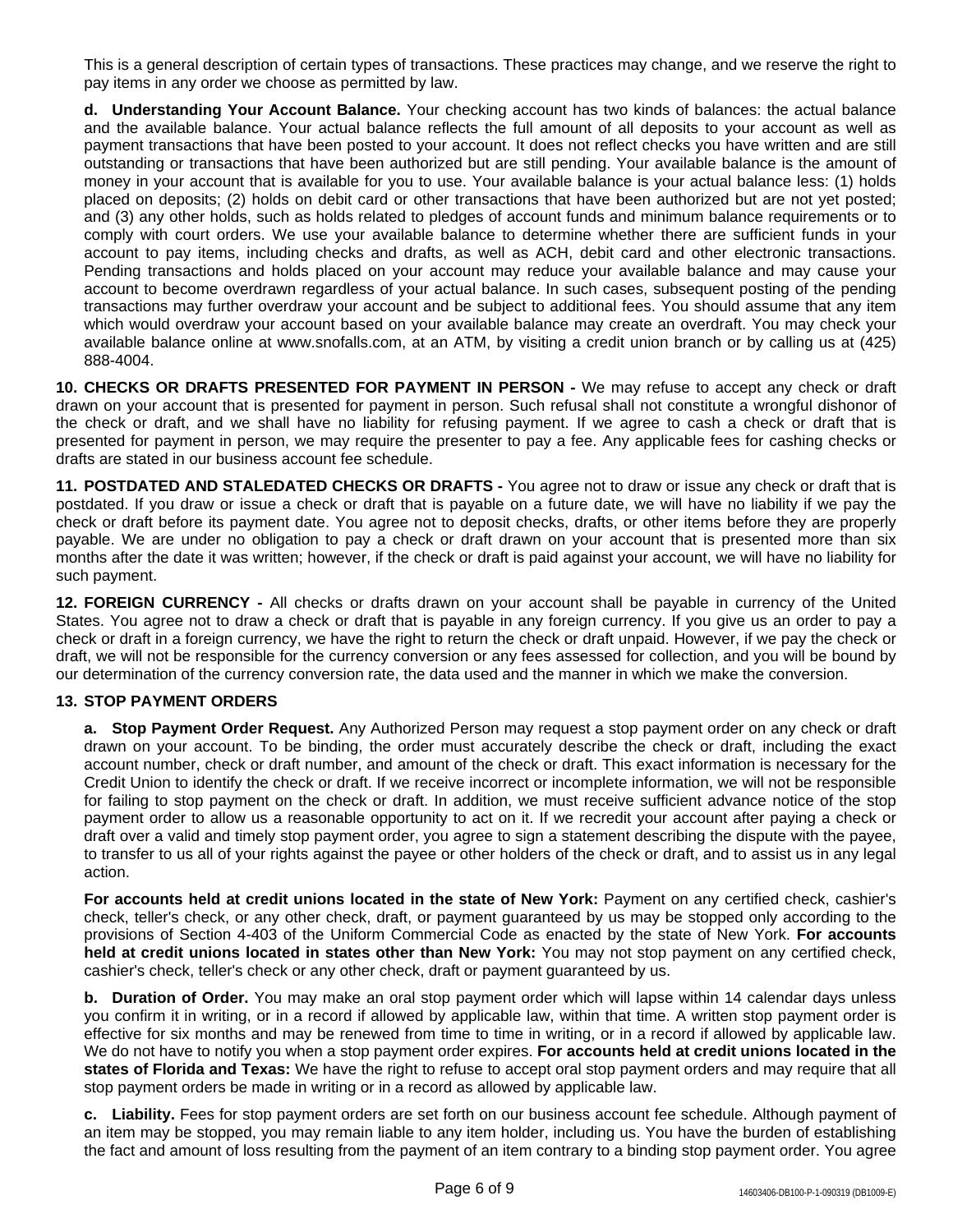This is a general description of certain types of transactions. These practices may change, and we reserve the right to pay items in any order we choose as permitted by law.

**d. Understanding Your Account Balance.** Your checking account has two kinds of balances: the actual balance and the available balance. Your actual balance reflects the full amount of all deposits to your account as well as payment transactions that have been posted to your account. It does not reflect checks you have written and are still outstanding or transactions that have been authorized but are still pending. Your available balance is the amount of money in your account that is available for you to use. Your available balance is your actual balance less: (1) holds placed on deposits; (2) holds on debit card or other transactions that have been authorized but are not yet posted; and (3) any other holds, such as holds related to pledges of account funds and minimum balance requirements or to comply with court orders. We use your available balance to determine whether there are sufficient funds in your account to pay items, including checks and drafts, as well as ACH, debit card and other electronic transactions. Pending transactions and holds placed on your account may reduce your available balance and may cause your account to become overdrawn regardless of your actual balance. In such cases, subsequent posting of the pending transactions may further overdraw your account and be subject to additional fees. You should assume that any item which would overdraw your account based on your available balance may create an overdraft. You may check your available balance online at www.snofalls.com, at an ATM, by visiting a credit union branch or by calling us at (425) 888-4004.

**10. CHECKS OR DRAFTS PRESENTED FOR PAYMENT IN PERSON -** We may refuse to accept any check or draft drawn on your account that is presented for payment in person. Such refusal shall not constitute a wrongful dishonor of the check or draft, and we shall have no liability for refusing payment. If we agree to cash a check or draft that is presented for payment in person, we may require the presenter to pay a fee. Any applicable fees for cashing checks or drafts are stated in our business account fee schedule.

**11. POSTDATED AND STALEDATED CHECKS OR DRAFTS -** You agree not to draw or issue any check or draft that is postdated. If you draw or issue a check or draft that is payable on a future date, we will have no liability if we pay the check or draft before its payment date. You agree not to deposit checks, drafts, or other items before they are properly payable. We are under no obligation to pay a check or draft drawn on your account that is presented more than six months after the date it was written; however, if the check or draft is paid against your account, we will have no liability for such payment.

**12. FOREIGN CURRENCY -** All checks or drafts drawn on your account shall be payable in currency of the United States. You agree not to draw a check or draft that is payable in any foreign currency. If you give us an order to pay a check or draft in a foreign currency, we have the right to return the check or draft unpaid. However, if we pay the check or draft, we will not be responsible for the currency conversion or any fees assessed for collection, and you will be bound by our determination of the currency conversion rate, the data used and the manner in which we make the conversion.

**13. STOP PAYMENT ORDERS**

**a. Stop Payment Order Request.** Any Authorized Person may request a stop payment order on any check or draft drawn on your account. To be binding, the order must accurately describe the check or draft, including the exact account number, check or draft number, and amount of the check or draft. This exact information is necessary for the Credit Union to identify the check or draft. If we receive incorrect or incomplete information, we will not be responsible for failing to stop payment on the check or draft. In addition, we must receive sufficient advance notice of the stop payment order to allow us a reasonable opportunity to act on it. If we recredit your account after paying a check or draft over a valid and timely stop payment order, you agree to sign a statement describing the dispute with the payee, to transfer to us all of your rights against the payee or other holders of the check or draft, and to assist us in any legal action.

**For accounts held at credit unions located in the state of New York:** Payment on any certified check, cashier's check, teller's check, or any other check, draft, or payment guaranteed by us may be stopped only according to the provisions of Section 4-403 of the Uniform Commercial Code as enacted by the state of New York. **For accounts held at credit unions located in states other than New York:** You may not stop payment on any certified check, cashier's check, teller's check or any other check, draft or payment guaranteed by us.

**b. Duration of Order.** You may make an oral stop payment order which will lapse within 14 calendar days unless you confirm it in writing, or in a record if allowed by applicable law, within that time. A written stop payment order is effective for six months and may be renewed from time to time in writing, or in a record if allowed by applicable law. We do not have to notify you when a stop payment order expires. **For accounts held at credit unions located in the states of Florida and Texas:** We have the right to refuse to accept oral stop payment orders and may require that all stop payment orders be made in writing or in a record as allowed by applicable law.

**c. Liability.** Fees for stop payment orders are set forth on our business account fee schedule. Although payment of an item may be stopped, you may remain liable to any item holder, including us. You have the burden of establishing the fact and amount of loss resulting from the payment of an item contrary to a binding stop payment order. You agree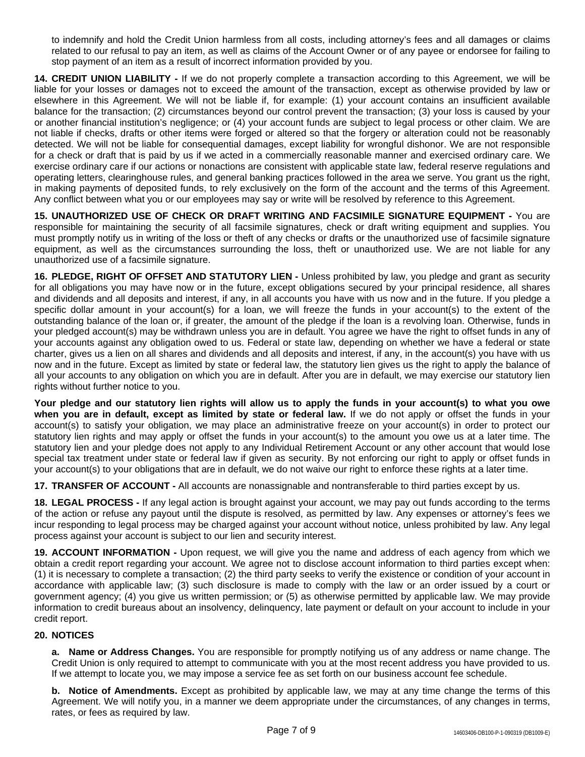to indemnify and hold the Credit Union harmless from all costs, including attorney's fees and all damages or claims related to our refusal to pay an item, as well as claims of the Account Owner or of any payee or endorsee for failing to stop payment of an item as a result of incorrect information provided by you.

**14. CREDIT UNION LIABILITY -** If we do not properly complete a transaction according to this Agreement, we will be liable for your losses or damages not to exceed the amount of the transaction, except as otherwise provided by law or elsewhere in this Agreement. We will not be liable if, for example: (1) your account contains an insufficient available balance for the transaction; (2) circumstances beyond our control prevent the transaction; (3) your loss is caused by your or another financial institution's negligence; or (4) your account funds are subject to legal process or other claim. We are not liable if checks, drafts or other items were forged or altered so that the forgery or alteration could not be reasonably detected. We will not be liable for consequential damages, except liability for wrongful dishonor. We are not responsible for a check or draft that is paid by us if we acted in a commercially reasonable manner and exercised ordinary care. We exercise ordinary care if our actions or nonactions are consistent with applicable state law, federal reserve regulations and operating letters, clearinghouse rules, and general banking practices followed in the area we serve. You grant us the right, in making payments of deposited funds, to rely exclusively on the form of the account and the terms of this Agreement. Any conflict between what you or our employees may say or write will be resolved by reference to this Agreement.

**15. UNAUTHORIZED USE OF CHECK OR DRAFT WRITING AND FACSIMILE SIGNATURE EQUIPMENT -** You are responsible for maintaining the security of all facsimile signatures, check or draft writing equipment and supplies. You must promptly notify us in writing of the loss or theft of any checks or drafts or the unauthorized use of facsimile signature equipment, as well as the circumstances surrounding the loss, theft or unauthorized use. We are not liable for any unauthorized use of a facsimile signature.

**16. PLEDGE, RIGHT OF OFFSET AND STATUTORY LIEN -** Unless prohibited by law, you pledge and grant as security for all obligations you may have now or in the future, except obligations secured by your principal residence, all shares and dividends and all deposits and interest, if any, in all accounts you have with us now and in the future. If you pledge a specific dollar amount in your account(s) for a loan, we will freeze the funds in your account(s) to the extent of the outstanding balance of the loan or, if greater, the amount of the pledge if the loan is a revolving loan. Otherwise, funds in your pledged account(s) may be withdrawn unless you are in default. You agree we have the right to offset funds in any of your accounts against any obligation owed to us. Federal or state law, depending on whether we have a federal or state charter, gives us a lien on all shares and dividends and all deposits and interest, if any, in the account(s) you have with us now and in the future. Except as limited by state or federal law, the statutory lien gives us the right to apply the balance of all your accounts to any obligation on which you are in default. After you are in default, we may exercise our statutory lien rights without further notice to you.

**Your pledge and our statutory lien rights will allow us to apply the funds in your account(s) to what you owe when you are in default, except as limited by state or federal law.** If we do not apply or offset the funds in your account(s) to satisfy your obligation, we may place an administrative freeze on your account(s) in order to protect our statutory lien rights and may apply or offset the funds in your account(s) to the amount you owe us at a later time. The statutory lien and your pledge does not apply to any Individual Retirement Account or any other account that would lose special tax treatment under state or federal law if given as security. By not enforcing our right to apply or offset funds in your account(s) to your obligations that are in default, we do not waive our right to enforce these rights at a later time.

**17. TRANSFER OF ACCOUNT -** All accounts are nonassignable and nontransferable to third parties except by us.

**18. LEGAL PROCESS -** If any legal action is brought against your account, we may pay out funds according to the terms of the action or refuse any payout until the dispute is resolved, as permitted by law. Any expenses or attorney's fees we incur responding to legal process may be charged against your account without notice, unless prohibited by law. Any legal process against your account is subject to our lien and security interest.

**19. ACCOUNT INFORMATION -** Upon request, we will give you the name and address of each agency from which we obtain a credit report regarding your account. We agree not to disclose account information to third parties except when: (1) it is necessary to complete a transaction; (2) the third party seeks to verify the existence or condition of your account in accordance with applicable law; (3) such disclosure is made to comply with the law or an order issued by a court or government agency; (4) you give us written permission; or (5) as otherwise permitted by applicable law. We may provide information to credit bureaus about an insolvency, delinquency, late payment or default on your account to include in your credit report.

**20. NOTICES**

**a. Name or Address Changes.** You are responsible for promptly notifying us of any address or name change. The Credit Union is only required to attempt to communicate with you at the most recent address you have provided to us. If we attempt to locate you, we may impose a service fee as set forth on our business account fee schedule.

**b. Notice of Amendments.** Except as prohibited by applicable law, we may at any time change the terms of this Agreement. We will notify you, in a manner we deem appropriate under the circumstances, of any changes in terms, rates, or fees as required by law.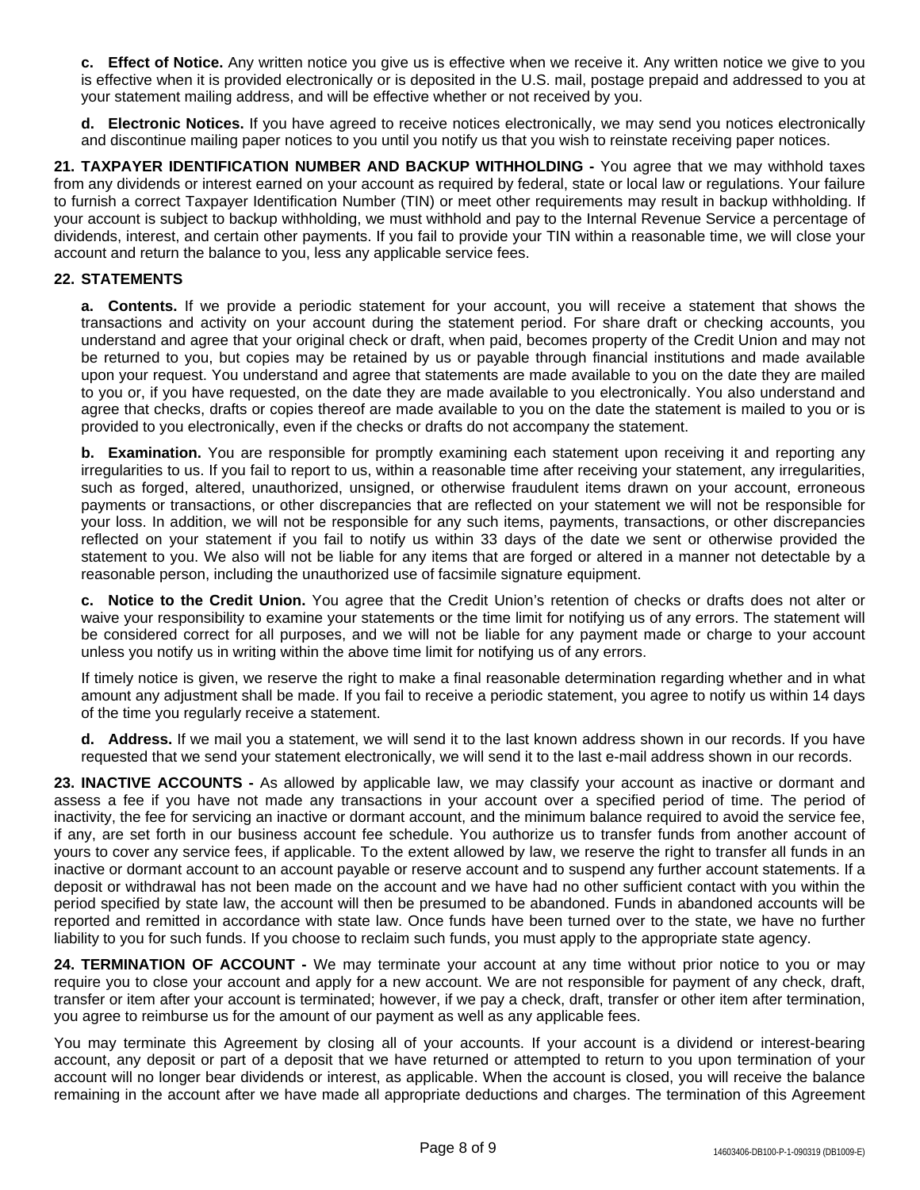**c. Effect of Notice.** Any written notice you give us is effective when we receive it. Any written notice we give to you is effective when it is provided electronically or is deposited in the U.S. mail, postage prepaid and addressed to you at your statement mailing address, and will be effective whether or not received by you.

**d. Electronic Notices.** If you have agreed to receive notices electronically, we may send you notices electronically and discontinue mailing paper notices to you until you notify us that you wish to reinstate receiving paper notices.

**21. TAXPAYER IDENTIFICATION NUMBER AND BACKUP WITHHOLDING -** You agree that we may withhold taxes from any dividends or interest earned on your account as required by federal, state or local law or regulations. Your failure to furnish a correct Taxpayer Identification Number (TIN) or meet other requirements may result in backup withholding. If your account is subject to backup withholding, we must withhold and pay to the Internal Revenue Service a percentage of dividends, interest, and certain other payments. If you fail to provide your TIN within a reasonable time, we will close your account and return the balance to you, less any applicable service fees.

**22. STATEMENTS**

**a. Contents.** If we provide a periodic statement for your account, you will receive a statement that shows the transactions and activity on your account during the statement period. For share draft or checking accounts, you understand and agree that your original check or draft, when paid, becomes property of the Credit Union and may not be returned to you, but copies may be retained by us or payable through financial institutions and made available upon your request. You understand and agree that statements are made available to you on the date they are mailed to you or, if you have requested, on the date they are made available to you electronically. You also understand and agree that checks, drafts or copies thereof are made available to you on the date the statement is mailed to you or is provided to you electronically, even if the checks or drafts do not accompany the statement.

**b. Examination.** You are responsible for promptly examining each statement upon receiving it and reporting any irregularities to us. If you fail to report to us, within a reasonable time after receiving your statement, any irregularities, such as forged, altered, unauthorized, unsigned, or otherwise fraudulent items drawn on your account, erroneous payments or transactions, or other discrepancies that are reflected on your statement we will not be responsible for your loss. In addition, we will not be responsible for any such items, payments, transactions, or other discrepancies reflected on your statement if you fail to notify us within 33 days of the date we sent or otherwise provided the statement to you. We also will not be liable for any items that are forged or altered in a manner not detectable by a reasonable person, including the unauthorized use of facsimile signature equipment.

**c. Notice to the Credit Union.** You agree that the Credit Union's retention of checks or drafts does not alter or waive your responsibility to examine your statements or the time limit for notifying us of any errors. The statement will be considered correct for all purposes, and we will not be liable for any payment made or charge to your account unless you notify us in writing within the above time limit for notifying us of any errors.

If timely notice is given, we reserve the right to make a final reasonable determination regarding whether and in what amount any adjustment shall be made. If you fail to receive a periodic statement, you agree to notify us within 14 days of the time you regularly receive a statement.

**d. Address.** If we mail you a statement, we will send it to the last known address shown in our records. If you have requested that we send your statement electronically, we will send it to the last e-mail address shown in our records.

**23. INACTIVE ACCOUNTS -** As allowed by applicable law, we may classify your account as inactive or dormant and assess a fee if you have not made any transactions in your account over a specified period of time. The period of inactivity, the fee for servicing an inactive or dormant account, and the minimum balance required to avoid the service fee, if any, are set forth in our business account fee schedule. You authorize us to transfer funds from another account of yours to cover any service fees, if applicable. To the extent allowed by law, we reserve the right to transfer all funds in an inactive or dormant account to an account payable or reserve account and to suspend any further account statements. If a deposit or withdrawal has not been made on the account and we have had no other sufficient contact with you within the period specified by state law, the account will then be presumed to be abandoned. Funds in abandoned accounts will be reported and remitted in accordance with state law. Once funds have been turned over to the state, we have no further liability to you for such funds. If you choose to reclaim such funds, you must apply to the appropriate state agency.

**24. TERMINATION OF ACCOUNT -** We may terminate your account at any time without prior notice to you or may require you to close your account and apply for a new account. We are not responsible for payment of any check, draft, transfer or item after your account is terminated; however, if we pay a check, draft, transfer or other item after termination, you agree to reimburse us for the amount of our payment as well as any applicable fees.

You may terminate this Agreement by closing all of your accounts. If your account is a dividend or interest-bearing account, any deposit or part of a deposit that we have returned or attempted to return to you upon termination of your account will no longer bear dividends or interest, as applicable. When the account is closed, you will receive the balance remaining in the account after we have made all appropriate deductions and charges. The termination of this Agreement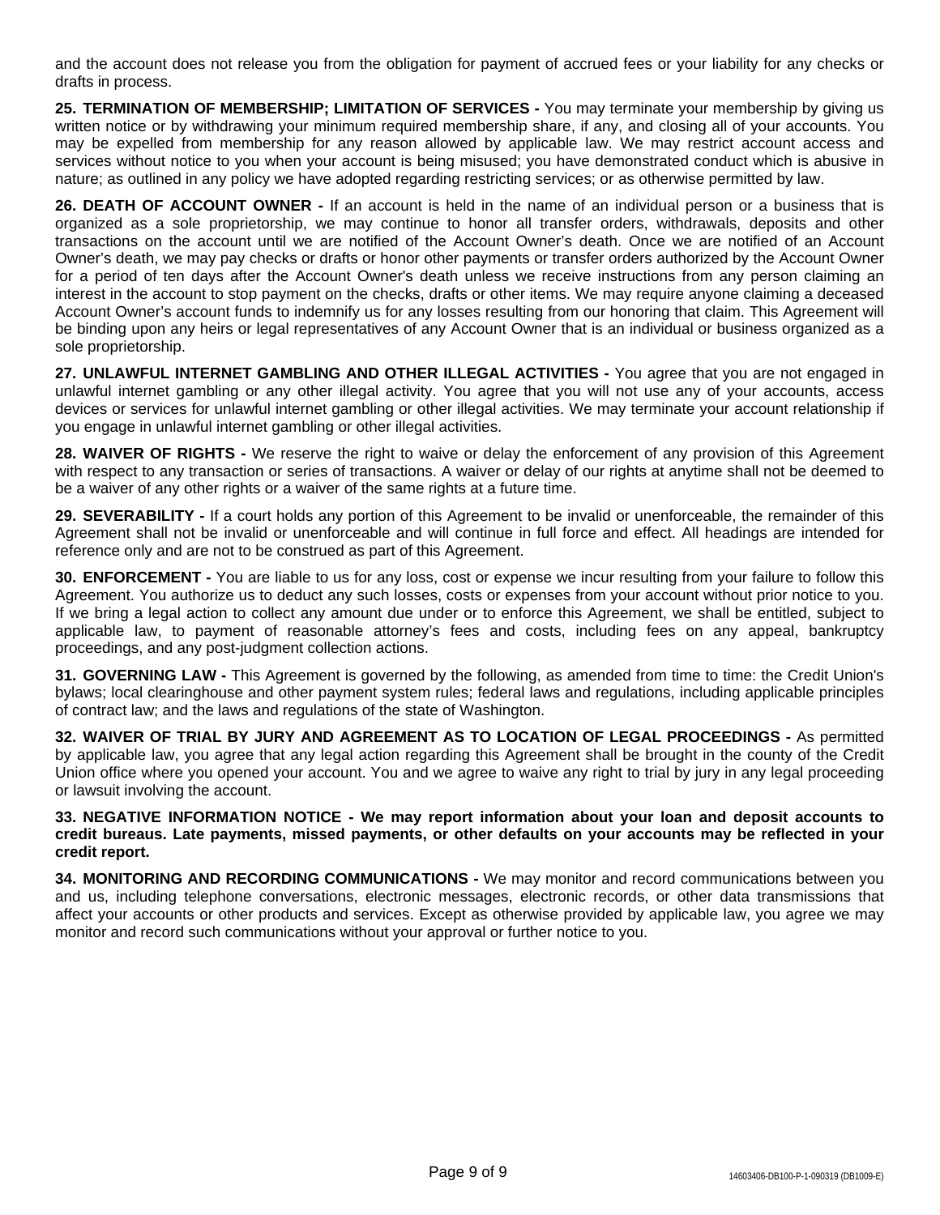and the account does not release you from the obligation for payment of accrued fees or your liability for any checks or drafts in process.

**25. TERMINATION OF MEMBERSHIP; LIMITATION OF SERVICES -** You may terminate your membership by giving us written notice or by withdrawing your minimum required membership share, if any, and closing all of your accounts. You may be expelled from membership for any reason allowed by applicable law. We may restrict account access and services without notice to you when your account is being misused; you have demonstrated conduct which is abusive in nature; as outlined in any policy we have adopted regarding restricting services; or as otherwise permitted by law.

**26. DEATH OF ACCOUNT OWNER -** If an account is held in the name of an individual person or a business that is organized as a sole proprietorship, we may continue to honor all transfer orders, withdrawals, deposits and other transactions on the account until we are notified of the Account Owner's death. Once we are notified of an Account Owner's death, we may pay checks or drafts or honor other payments or transfer orders authorized by the Account Owner for a period of ten days after the Account Owner's death unless we receive instructions from any person claiming an interest in the account to stop payment on the checks, drafts or other items. We may require anyone claiming a deceased Account Owner's account funds to indemnify us for any losses resulting from our honoring that claim. This Agreement will be binding upon any heirs or legal representatives of any Account Owner that is an individual or business organized as a sole proprietorship.

**27. UNLAWFUL INTERNET GAMBLING AND OTHER ILLEGAL ACTIVITIES -** You agree that you are not engaged in unlawful internet gambling or any other illegal activity. You agree that you will not use any of your accounts, access devices or services for unlawful internet gambling or other illegal activities. We may terminate your account relationship if you engage in unlawful internet gambling or other illegal activities.

**28. WAIVER OF RIGHTS -** We reserve the right to waive or delay the enforcement of any provision of this Agreement with respect to any transaction or series of transactions. A waiver or delay of our rights at anytime shall not be deemed to be a waiver of any other rights or a waiver of the same rights at a future time.

**29. SEVERABILITY -** If a court holds any portion of this Agreement to be invalid or unenforceable, the remainder of this Agreement shall not be invalid or unenforceable and will continue in full force and effect. All headings are intended for reference only and are not to be construed as part of this Agreement.

**30. ENFORCEMENT -** You are liable to us for any loss, cost or expense we incur resulting from your failure to follow this Agreement. You authorize us to deduct any such losses, costs or expenses from your account without prior notice to you. If we bring a legal action to collect any amount due under or to enforce this Agreement, we shall be entitled, subject to applicable law, to payment of reasonable attorney's fees and costs, including fees on any appeal, bankruptcy proceedings, and any post-judgment collection actions.

**31. GOVERNING LAW -** This Agreement is governed by the following, as amended from time to time: the Credit Union's bylaws; local clearinghouse and other payment system rules; federal laws and regulations, including applicable principles of contract law; and the laws and regulations of the state of Washington.

**32. WAIVER OF TRIAL BY JURY AND AGREEMENT AS TO LOCATION OF LEGAL PROCEEDINGS -** As permitted by applicable law, you agree that any legal action regarding this Agreement shall be brought in the county of the Credit Union office where you opened your account. You and we agree to waive any right to trial by jury in any legal proceeding or lawsuit involving the account.

**33. NEGATIVE INFORMATION NOTICE - We may report information about your loan and deposit accounts to credit bureaus. Late payments, missed payments, or other defaults on your accounts may be reflected in your credit report.**

**34. MONITORING AND RECORDING COMMUNICATIONS -** We may monitor and record communications between you and us, including telephone conversations, electronic messages, electronic records, or other data transmissions that affect your accounts or other products and services. Except as otherwise provided by applicable law, you agree we may monitor and record such communications without your approval or further notice to you.